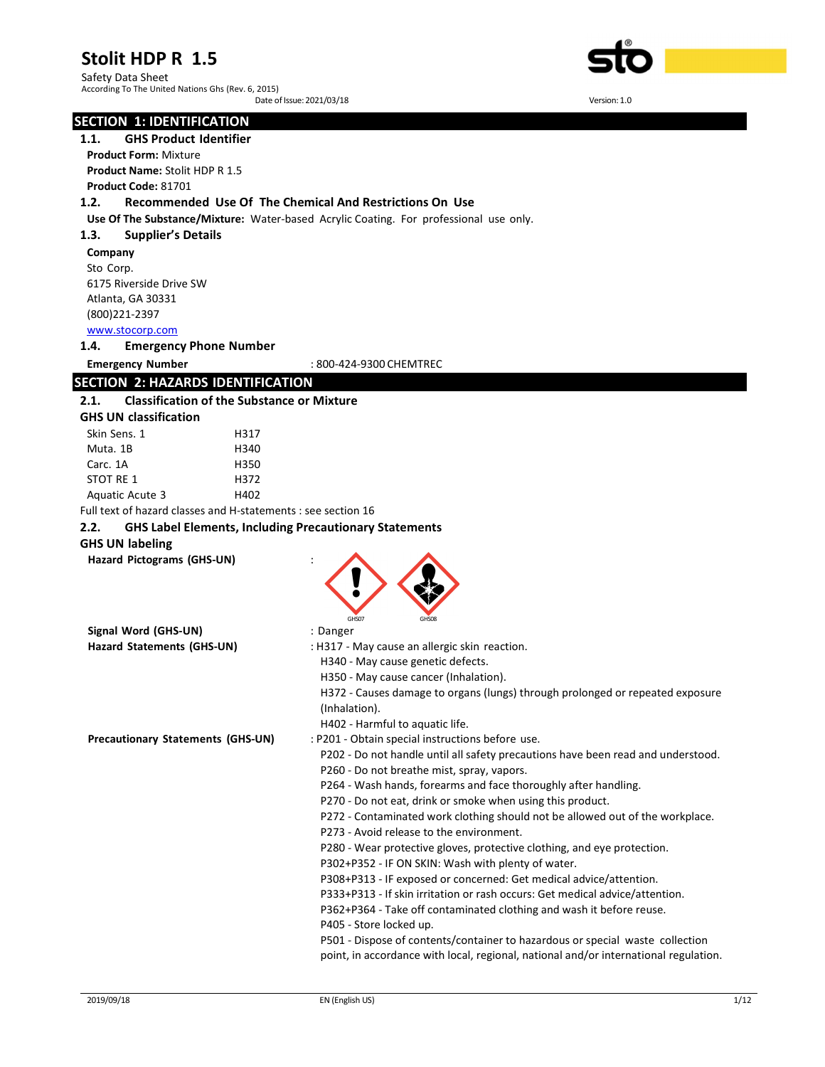# Stolit HDP R 1.5

Safety Data Sheet
According To The United Nations Ghs (Rev. 6, 2015)
Date of Issue: 2021/03/18
Version: 1.0

## SECTION 1: IDENTIFICATION

### 1.1. GHS Product Identifier

**Product Form:** Mixture
**Product Name:** Stolit HDP R 1.5
**Product Code:** 81701

### 1.2. Recommended Use Of The Chemical And Restrictions On Use

**Use Of The Substance/Mixture:** Water-based Acrylic Coating. For professional use only.

### 1.3. Supplier's Details

**Company**
Sto Corp.
6175 Riverside Drive SW
Atlanta, GA 30331
(800)221-2397
www.stocorp.com

### 1.4. Emergency Phone Number

**Emergency Number** : 800-424-9300 CHEMTREC

## SECTION 2: HAZARDS IDENTIFICATION

### 2.1. Classification of the Substance or Mixture

**GHS UN classification**

| | |
|---|---|
| Skin Sens. 1 | H317 |
| Muta. 1B | H340 |
| Carc. 1A | H350 |
| STOT RE 1 | H372 |
| Aquatic Acute 3 | H402 |

Full text of hazard classes and H-statements : see section 16

### 2.2. GHS Label Elements, Including Precautionary Statements

**GHS UN labeling**

**Hazard Pictograms (GHS-UN)** : GHS07 GHS08

**Signal Word (GHS-UN)** : Danger

**Hazard Statements (GHS-UN)** :
- H317 - May cause an allergic skin reaction.
- H340 - May cause genetic defects.
- H350 - May cause cancer (Inhalation).
- H372 - Causes damage to organs (lungs) through prolonged or repeated exposure (Inhalation).
- H402 - Harmful to aquatic life.

**Precautionary Statements (GHS-UN)** :
- P201 - Obtain special instructions before use.
- P202 - Do not handle until all safety precautions have been read and understood.
- P260 - Do not breathe mist, spray, vapors.
- P264 - Wash hands, forearms and face thoroughly after handling.
- P270 - Do not eat, drink or smoke when using this product.
- P272 - Contaminated work clothing should not be allowed out of the workplace.
- P273 - Avoid release to the environment.
- P280 - Wear protective gloves, protective clothing, and eye protection.
- P302+P352 - IF ON SKIN: Wash with plenty of water.
- P308+P313 - IF exposed or concerned: Get medical advice/attention.
- P333+P313 - If skin irritation or rash occurs: Get medical advice/attention.
- P362+P364 - Take off contaminated clothing and wash it before reuse.
- P405 - Store locked up.
- P501 - Dispose of contents/container to hazardous or special waste collection point, in accordance with local, regional, national and/or international regulation.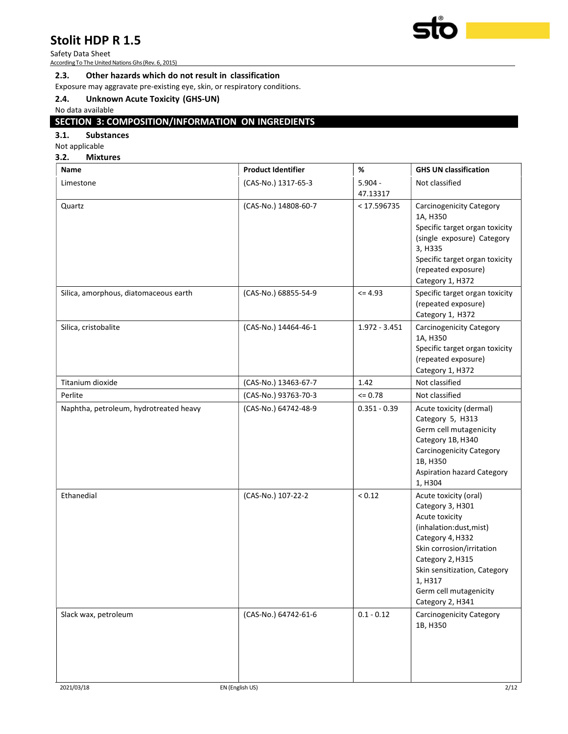### 2.3. Other hazards which do not result in classification

Exposure may aggravate pre-existing eye, skin, or respiratory conditions.

### 2.4. Unknown Acute Toxicity (GHS-UN)

No data available

## SECTION 3: COMPOSITION/INFORMATION ON INGREDIENTS

### 3.1. Substances

Not applicable

### 3.2. Mixtures

| Name | Product Identifier | % | GHS UN classification |
|---|---|---|---|
| Limestone | (CAS-No.) 1317-65-3 | 5.904 - 47.13317 | Not classified |
| Quartz | (CAS-No.) 14808-60-7 | < 17.596735 | Carcinogenicity Category 1A, H350<br>Specific target organ toxicity (single exposure) Category 3, H335<br>Specific target organ toxicity (repeated exposure) Category 1, H372 |
| Silica, amorphous, diatomaceous earth | (CAS-No.) 68855-54-9 | <= 4.93 | Specific target organ toxicity (repeated exposure) Category 1, H372 |
| Silica, cristobalite | (CAS-No.) 14464-46-1 | 1.972 - 3.451 | Carcinogenicity Category 1A, H350<br>Specific target organ toxicity (repeated exposure) Category 1, H372 |
| Titanium dioxide | (CAS-No.) 13463-67-7 | 1.42 | Not classified |
| Perlite | (CAS-No.) 93763-70-3 | <= 0.78 | Not classified |
| Naphtha, petroleum, hydrotreated heavy | (CAS-No.) 64742-48-9 | 0.351 - 0.39 | Acute toxicity (dermal) Category 5, H313<br>Germ cell mutagenicity Category 1B, H340<br>Carcinogenicity Category 1B, H350<br>Aspiration hazard Category 1, H304 |
| Ethanedial | (CAS-No.) 107-22-2 | < 0.12 | Acute toxicity (oral) Category 3, H301<br>Acute toxicity (inhalation:dust,mist) Category 4, H332<br>Skin corrosion/irritation Category 2, H315<br>Skin sensitization, Category 1, H317<br>Germ cell mutagenicity Category 2, H341 |
| Slack wax, petroleum | (CAS-No.) 64742-61-6 | 0.1 - 0.12 | Carcinogenicity Category 1B, H350 |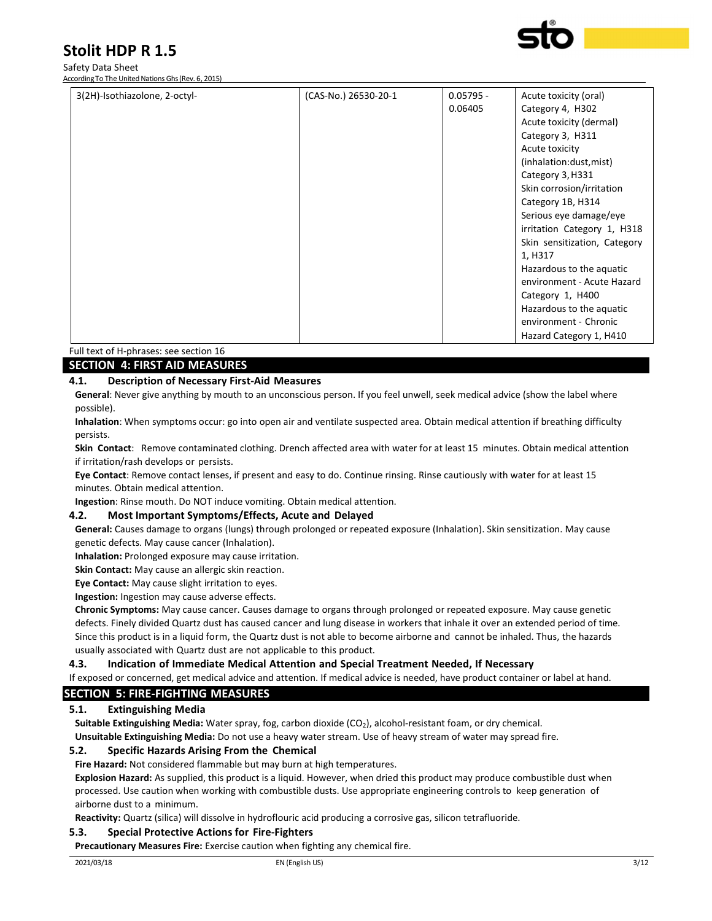| 3(2H)-Isothiazolone, 2-octyl- | (CAS-No.) 26530-20-1 | 0.05795 - 0.06405 | Acute toxicity (oral) Category 4, H302<br>Acute toxicity (dermal) Category 3, H311<br>Acute toxicity (inhalation:dust,mist) Category 3, H331<br>Skin corrosion/irritation Category 1B, H314<br>Serious eye damage/eye irritation Category 1, H318<br>Skin sensitization, Category 1, H317<br>Hazardous to the aquatic environment - Acute Hazard Category 1, H400<br>Hazardous to the aquatic environment - Chronic Hazard Category 1, H410 |
|---|---|---|---|

Full text of H-phrases: see section 16

## SECTION 4: FIRST AID MEASURES

### 4.1. Description of Necessary First-Aid Measures

**General**: Never give anything by mouth to an unconscious person. If you feel unwell, seek medical advice (show the label where possible).

**Inhalation**: When symptoms occur: go into open air and ventilate suspected area. Obtain medical attention if breathing difficulty persists.

**Skin Contact**: Remove contaminated clothing. Drench affected area with water for at least 15 minutes. Obtain medical attention if irritation/rash develops or persists.

**Eye Contact**: Remove contact lenses, if present and easy to do. Continue rinsing. Rinse cautiously with water for at least 15 minutes. Obtain medical attention.

**Ingestion**: Rinse mouth. Do NOT induce vomiting. Obtain medical attention.

### 4.2. Most Important Symptoms/Effects, Acute and Delayed

**General:** Causes damage to organs (lungs) through prolonged or repeated exposure (Inhalation). Skin sensitization. May cause genetic defects. May cause cancer (Inhalation).

**Inhalation:** Prolonged exposure may cause irritation.

**Skin Contact:** May cause an allergic skin reaction.

**Eye Contact:** May cause slight irritation to eyes.

**Ingestion:** Ingestion may cause adverse effects.

**Chronic Symptoms:** May cause cancer. Causes damage to organs through prolonged or repeated exposure. May cause genetic defects. Finely divided Quartz dust has caused cancer and lung disease in workers that inhale it over an extended period of time. Since this product is in a liquid form, the Quartz dust is not able to become airborne and cannot be inhaled. Thus, the hazards usually associated with Quartz dust are not applicable to this product.

### 4.3. Indication of Immediate Medical Attention and Special Treatment Needed, If Necessary

If exposed or concerned, get medical advice and attention. If medical advice is needed, have product container or label at hand.

## SECTION 5: FIRE-FIGHTING MEASURES

### 5.1. Extinguishing Media

**Suitable Extinguishing Media:** Water spray, fog, carbon dioxide ($CO_2$), alcohol-resistant foam, or dry chemical.

**Unsuitable Extinguishing Media:** Do not use a heavy water stream. Use of heavy stream of water may spread fire.

### 5.2. Specific Hazards Arising From the Chemical

**Fire Hazard:** Not considered flammable but may burn at high temperatures.

**Explosion Hazard:** As supplied, this product is a liquid. However, when dried this product may produce combustible dust when processed. Use caution when working with combustible dusts. Use appropriate engineering controls to keep generation of airborne dust to a minimum.

**Reactivity:** Quartz (silica) will dissolve in hydroflouric acid producing a corrosive gas, silicon tetrafluoride.

### 5.3. Special Protective Actions for Fire-Fighters

**Precautionary Measures Fire:** Exercise caution when fighting any chemical fire.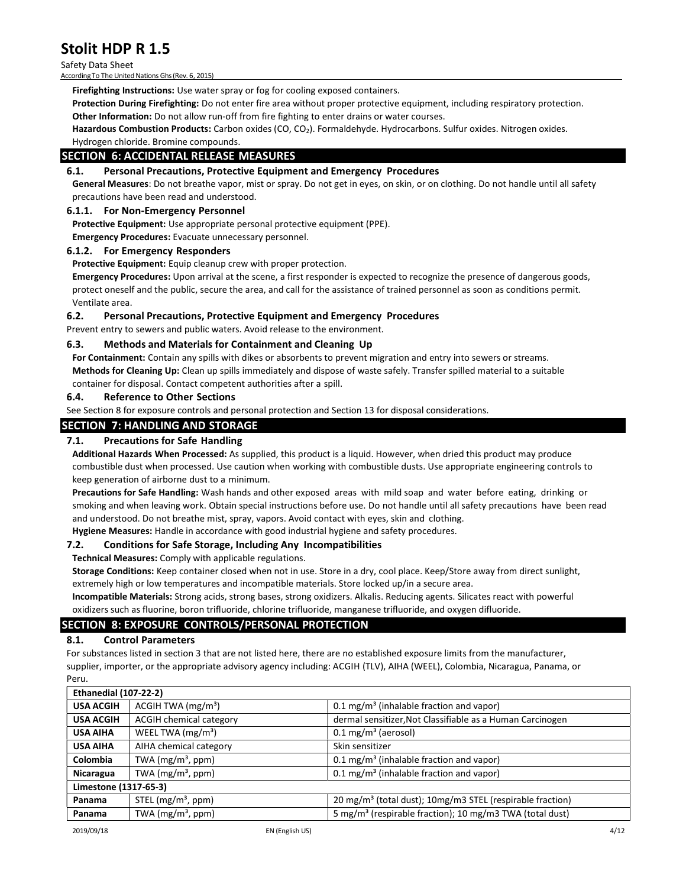**Firefighting Instructions:** Use water spray or fog for cooling exposed containers.

**Protection During Firefighting:** Do not enter fire area without proper protective equipment, including respiratory protection.

**Other Information:** Do not allow run-off from fire fighting to enter drains or water courses.

**Hazardous Combustion Products:** Carbon oxides (CO, $CO_2$). Formaldehyde. Hydrocarbons. Sulfur oxides. Nitrogen oxides. Hydrogen chloride. Bromine compounds.

## SECTION 6: ACCIDENTAL RELEASE MEASURES

### 6.1. Personal Precautions, Protective Equipment and Emergency Procedures

**General Measures**: Do not breathe vapor, mist or spray. Do not get in eyes, on skin, or on clothing. Do not handle until all safety precautions have been read and understood.

#### 6.1.1. For Non-Emergency Personnel

**Protective Equipment:** Use appropriate personal protective equipment (PPE).

**Emergency Procedures:** Evacuate unnecessary personnel.

#### 6.1.2. For Emergency Responders

**Protective Equipment:** Equip cleanup crew with proper protection.

**Emergency Procedures:** Upon arrival at the scene, a first responder is expected to recognize the presence of dangerous goods, protect oneself and the public, secure the area, and call for the assistance of trained personnel as soon as conditions permit. Ventilate area.

### 6.2. Personal Precautions, Protective Equipment and Emergency Procedures

Prevent entry to sewers and public waters. Avoid release to the environment.

### 6.3. Methods and Materials for Containment and Cleaning Up

**For Containment:** Contain any spills with dikes or absorbents to prevent migration and entry into sewers or streams.

**Methods for Cleaning Up:** Clean up spills immediately and dispose of waste safely. Transfer spilled material to a suitable container for disposal. Contact competent authorities after a spill.

### 6.4. Reference to Other Sections

See Section 8 for exposure controls and personal protection and Section 13 for disposal considerations.

## SECTION 7: HANDLING AND STORAGE

### 7.1. Precautions for Safe Handling

**Additional Hazards When Processed:** As supplied, this product is a liquid. However, when dried this product may produce combustible dust when processed. Use caution when working with combustible dusts. Use appropriate engineering controls to keep generation of airborne dust to a minimum.

**Precautions for Safe Handling:** Wash hands and other exposed areas with mild soap and water before eating, drinking or smoking and when leaving work. Obtain special instructions before use. Do not handle until all safety precautions have been read and understood. Do not breathe mist, spray, vapors. Avoid contact with eyes, skin and clothing.

**Hygiene Measures:** Handle in accordance with good industrial hygiene and safety procedures.

### 7.2. Conditions for Safe Storage, Including Any Incompatibilities

**Technical Measures:** Comply with applicable regulations.

**Storage Conditions:** Keep container closed when not in use. Store in a dry, cool place. Keep/Store away from direct sunlight, extremely high or low temperatures and incompatible materials. Store locked up/in a secure area.

**Incompatible Materials:** Strong acids, strong bases, strong oxidizers. Alkalis. Reducing agents. Silicates react with powerful oxidizers such as fluorine, boron trifluoride, chlorine trifluoride, manganese trifluoride, and oxygen difluoride.

## SECTION 8: EXPOSURE CONTROLS/PERSONAL PROTECTION

### 8.1. Control Parameters

For substances listed in section 3 that are not listed here, there are no established exposure limits from the manufacturer, supplier, importer, or the appropriate advisory agency including: ACGIH (TLV), AIHA (WEEL), Colombia, Nicaragua, Panama, or Peru.

| **Ethanedial (107-22-2)** | | |
|---|---|---|
| **USA ACGIH** | ACGIH TWA (mg/m³) | 0.1 mg/m³ (inhalable fraction and vapor) |
| **USA ACGIH** | ACGIH chemical category | dermal sensitizer,Not Classifiable as a Human Carcinogen |
| **USA AIHA** | WEEL TWA (mg/m³) | 0.1 mg/m³ (aerosol) |
| **USA AIHA** | AIHA chemical category | Skin sensitizer |
| **Colombia** | TWA (mg/m³, ppm) | 0.1 mg/m³ (inhalable fraction and vapor) |
| **Nicaragua** | TWA (mg/m³, ppm) | 0.1 mg/m³ (inhalable fraction and vapor) |
| **Limestone (1317-65-3)** | | |
| **Panama** | STEL (mg/m³, ppm) | 20 mg/m³ (total dust); 10mg/m3 STEL (respirable fraction) |
| **Panama** | TWA (mg/m³, ppm) | 5 mg/m³ (respirable fraction); 10 mg/m3 TWA (total dust) |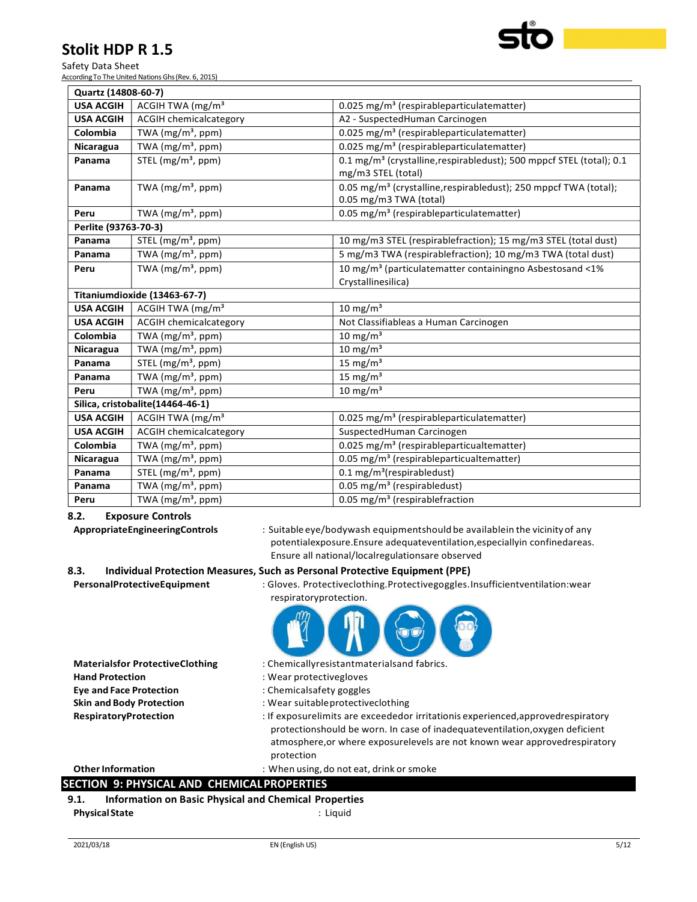| Quartz (14808-60-7) | | |
|---|---|---|
| **USA ACGIH** | ACGIH TWA (mg/m³ | 0.025 mg/m³ (respirableparticulatematter) |
| **USA ACGIH** | ACGIH chemicalcategory | A2 - SuspectedHuman Carcinogen |
| **Colombia** | TWA (mg/m³, ppm) | 0.025 mg/m³ (respirableparticulatematter) |
| **Nicaragua** | TWA (mg/m³, ppm) | 0.025 mg/m³ (respirableparticulatematter) |
| **Panama** | STEL (mg/m³, ppm) | 0.1 mg/m³ (crystalline,respirabledust); 500 mppcf STEL (total); 0.1 mg/m3 STEL (total) |
| **Panama** | TWA (mg/m³, ppm) | 0.05 mg/m³ (crystalline,respirabledust); 250 mppcf TWA (total); 0.05 mg/m3 TWA (total) |
| **Peru** | TWA (mg/m³, ppm) | 0.05 mg/m³ (respirableparticulatematter) |
| **Perlite (93763-70-3)** | | |
| **Panama** | STEL (mg/m³, ppm) | 10 mg/m3 STEL (respirablefraction); 15 mg/m3 STEL (total dust) |
| **Panama** | TWA (mg/m³, ppm) | 5 mg/m3 TWA (respirablefraction); 10 mg/m3 TWA (total dust) |
| **Peru** | TWA (mg/m³, ppm) | 10 mg/m³ (particulatematter containingno Asbestosand <1% Crystallinesilica) |
| **Titaniumdioxide (13463-67-7)** | | |
| **USA ACGIH** | ACGIH TWA (mg/m³ | 10 mg/m³ |
| **USA ACGIH** | ACGIH chemicalcategory | Not Classifiableas a Human Carcinogen |
| **Colombia** | TWA (mg/m³, ppm) | 10 mg/m³ |
| **Nicaragua** | TWA (mg/m³, ppm) | 10 mg/m³ |
| **Panama** | STEL (mg/m³, ppm) | 15 mg/m³ |
| **Panama** | TWA (mg/m³, ppm) | 15 mg/m³ |
| **Peru** | TWA (mg/m³, ppm) | 10 mg/m³ |
| **Silica, cristobalite(14464-46-1)** | | |
| **USA ACGIH** | ACGIH TWA (mg/m³ | 0.025 mg/m³ (respirableparticulatematter) |
| **USA ACGIH** | ACGIH chemicalcategory | SuspectedHuman Carcinogen |
| **Colombia** | TWA (mg/m³, ppm) | 0.025 mg/m³ (respirableparticualtematter) |
| **Nicaragua** | TWA (mg/m³, ppm) | 0.05 mg/m³ (respirableparticualtematter) |
| **Panama** | STEL (mg/m³, ppm) | 0.1 mg/m³(respirabledust) |
| **Panama** | TWA (mg/m³, ppm) | 0.05 mg/m³ (respirabledust) |
| **Peru** | TWA (mg/m³, ppm) | 0.05 mg/m³ (respirablefraction |

### 8.2. Exposure Controls

**AppropriateEngineeringControls** : Suitable eye/bodywash equipmentshould be availablein the vicinity of any potentialexposure.Ensure adequateventilation,especiallyin confinedareas. Ensure all national/localregulationsare observed

### 8.3. Individual Protection Measures, Such as Personal Protective Equipment (PPE)

**PersonalProtectiveEquipment** : Gloves. Protectiveclothing.Protectivegoggles.Insufficientventilation:wear respiratoryprotection.

**Materialsfor ProtectiveClothing** : Chemicallyresistantmaterialsand fabrics.

**Hand Protection** : Wear protectivegloves

**Eye and Face Protection** : Chemicalsafety goggles

**Skin and Body Protection** : Wear suitableprotectiveclothing

**RespiratoryProtection** : If exposurelimits are exceededor irritationis experienced,approvedrespiratory protectionshould be worn. In case of inadequateventilation,oxygen deficient atmosphere,or where exposurelevels are not known wear approvedrespiratory protection

**Other Information** : When using, do not eat, drink or smoke

## SECTION 9: PHYSICAL AND CHEMICAL PROPERTIES

### 9.1. Information on Basic Physical and Chemical Properties

**Physical State** : Liquid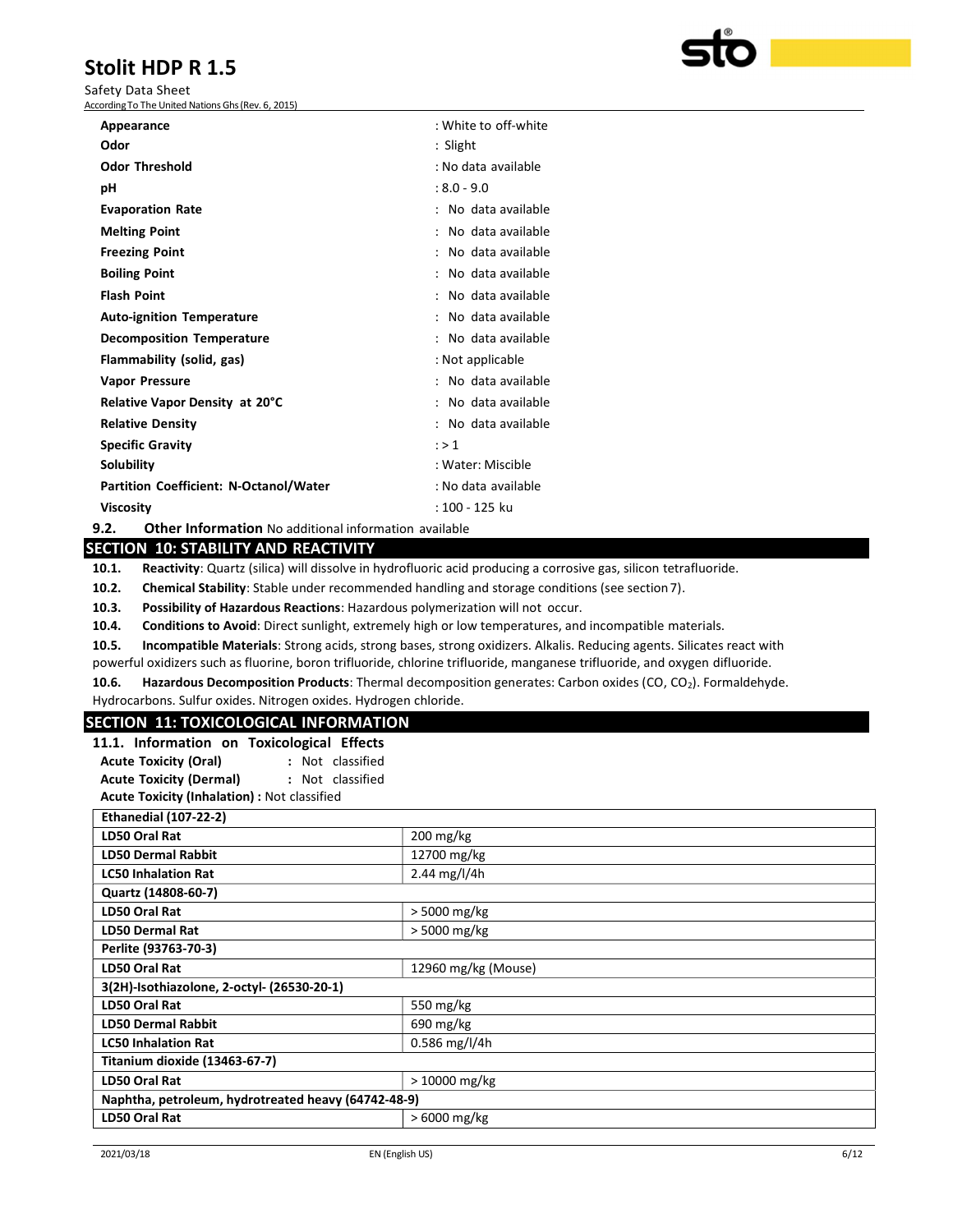| | |
|---|---|
| **Appearance** | : White to off-white |
| **Odor** | : Slight |
| **Odor Threshold** | : No data available |
| **pH** | : 8.0 - 9.0 |
| **Evaporation Rate** | : No data available |
| **Melting Point** | : No data available |
| **Freezing Point** | : No data available |
| **Boiling Point** | : No data available |
| **Flash Point** | : No data available |
| **Auto-ignition Temperature** | : No data available |
| **Decomposition Temperature** | : No data available |
| **Flammability (solid, gas)** | : Not applicable |
| **Vapor Pressure** | : No data available |
| **Relative Vapor Density at 20°C** | : No data available |
| **Relative Density** | : No data available |
| **Specific Gravity** | : > 1 |
| **Solubility** | : Water: Miscible |
| **Partition Coefficient: N-Octanol/Water** | : No data available |
| **Viscosity** | : 100 - 125 ku |

**9.2. Other Information** No additional information available

## SECTION 10: STABILITY AND REACTIVITY

**10.1. Reactivity**: Quartz (silica) will dissolve in hydrofluoric acid producing a corrosive gas, silicon tetrafluoride.

**10.2. Chemical Stability**: Stable under recommended handling and storage conditions (see section 7).

**10.3. Possibility of Hazardous Reactions**: Hazardous polymerization will not occur.

**10.4. Conditions to Avoid**: Direct sunlight, extremely high or low temperatures, and incompatible materials.

**10.5. Incompatible Materials**: Strong acids, strong bases, strong oxidizers. Alkalis. Reducing agents. Silicates react with powerful oxidizers such as fluorine, boron trifluoride, chlorine trifluoride, manganese trifluoride, and oxygen difluoride.

**10.6. Hazardous Decomposition Products**: Thermal decomposition generates: Carbon oxides (CO, $CO_2$). Formaldehyde. Hydrocarbons. Sulfur oxides. Nitrogen oxides. Hydrogen chloride.

## SECTION 11: TOXICOLOGICAL INFORMATION

**11.1. Information on Toxicological Effects**

**Acute Toxicity (Oral)** : Not classified

**Acute Toxicity (Dermal)** : Not classified

**Acute Toxicity (Inhalation) :** Not classified

| **Ethanedial (107-22-2)** | |
|---|---|
| **LD50 Oral Rat** | 200 mg/kg |
| **LD50 Dermal Rabbit** | 12700 mg/kg |
| **LC50 Inhalation Rat** | 2.44 mg/l/4h |
| **Quartz (14808-60-7)** | |
| **LD50 Oral Rat** | > 5000 mg/kg |
| **LD50 Dermal Rat** | > 5000 mg/kg |
| **Perlite (93763-70-3)** | |
| **LD50 Oral Rat** | 12960 mg/kg (Mouse) |
| **3(2H)-Isothiazolone, 2-octyl- (26530-20-1)** | |
| **LD50 Oral Rat** | 550 mg/kg |
| **LD50 Dermal Rabbit** | 690 mg/kg |
| **LC50 Inhalation Rat** | 0.586 mg/l/4h |
| **Titanium dioxide (13463-67-7)** | |
| **LD50 Oral Rat** | > 10000 mg/kg |
| **Naphtha, petroleum, hydrotreated heavy (64742-48-9)** | |
| **LD50 Oral Rat** | > 6000 mg/kg |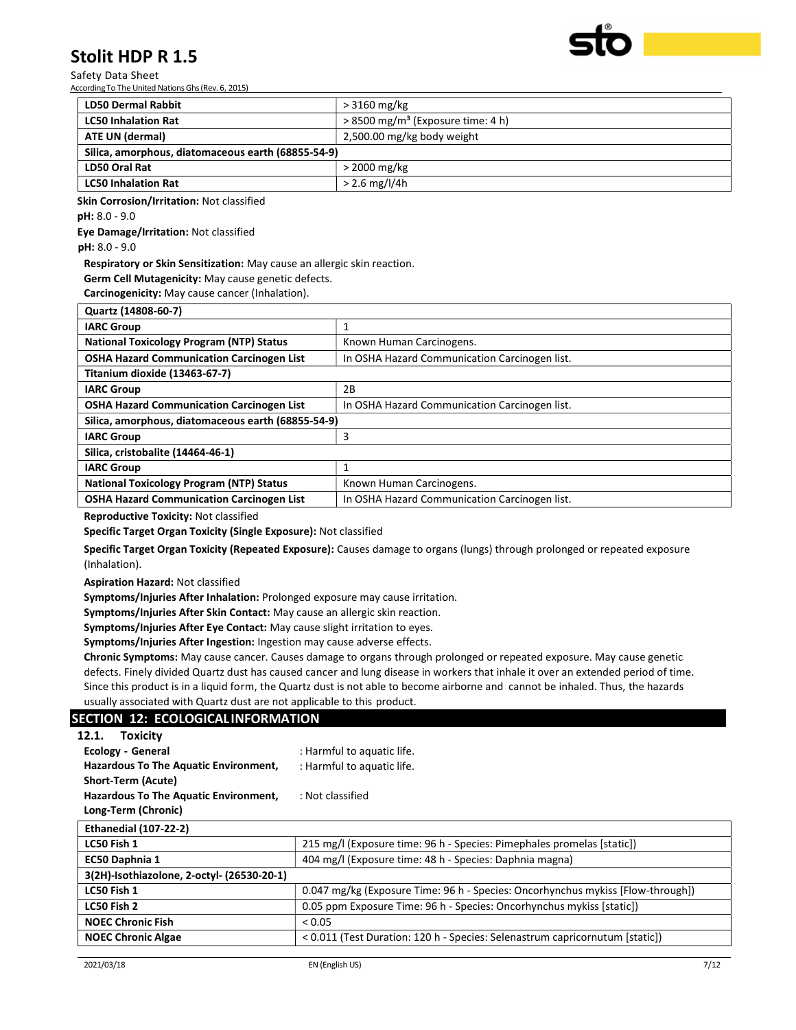| LD50 Dermal Rabbit | > 3160 mg/kg |
|---|---|
| LC50 Inhalation Rat | > 8500 mg/m³ (Exposure time: 4 h) |
| ATE UN (dermal) | 2,500.00 mg/kg body weight |
| **Silica, amorphous, diatomaceous earth (68855-54-9)** | |
| LD50 Oral Rat | > 2000 mg/kg |
| LC50 Inhalation Rat | > 2.6 mg/l/4h |

**Skin Corrosion/Irritation:** Not classified

**pH:** 8.0 - 9.0

**Eye Damage/Irritation:** Not classified

**pH:** 8.0 - 9.0

**Respiratory or Skin Sensitization:** May cause an allergic skin reaction.

**Germ Cell Mutagenicity:** May cause genetic defects.

**Carcinogenicity:** May cause cancer (Inhalation).

| Quartz (14808-60-7) | |
|---|---|
| IARC Group | 1 |
| National Toxicology Program (NTP) Status | Known Human Carcinogens. |
| OSHA Hazard Communication Carcinogen List | In OSHA Hazard Communication Carcinogen list. |
| **Titanium dioxide (13463-67-7)** | |
| IARC Group | 2B |
| OSHA Hazard Communication Carcinogen List | In OSHA Hazard Communication Carcinogen list. |
| **Silica, amorphous, diatomaceous earth (68855-54-9)** | |
| IARC Group | 3 |
| **Silica, cristobalite (14464-46-1)** | |
| IARC Group | 1 |
| National Toxicology Program (NTP) Status | Known Human Carcinogens. |
| OSHA Hazard Communication Carcinogen List | In OSHA Hazard Communication Carcinogen list. |

**Reproductive Toxicity:** Not classified

**Specific Target Organ Toxicity (Single Exposure):** Not classified

**Specific Target Organ Toxicity (Repeated Exposure):** Causes damage to organs (lungs) through prolonged or repeated exposure (Inhalation).

**Aspiration Hazard:** Not classified

**Symptoms/Injuries After Inhalation:** Prolonged exposure may cause irritation.

**Symptoms/Injuries After Skin Contact:** May cause an allergic skin reaction.

**Symptoms/Injuries After Eye Contact:** May cause slight irritation to eyes.

**Symptoms/Injuries After Ingestion:** Ingestion may cause adverse effects.

**Chronic Symptoms:** May cause cancer. Causes damage to organs through prolonged or repeated exposure. May cause genetic defects. Finely divided Quartz dust has caused cancer and lung disease in workers that inhale it over an extended period of time. Since this product is in a liquid form, the Quartz dust is not able to become airborne and cannot be inhaled. Thus, the hazards usually associated with Quartz dust are not applicable to this product.

## SECTION 12: ECOLOGICAL INFORMATION

### 12.1. Toxicity

**Ecology - General** : Harmful to aquatic life.

**Hazardous To The Aquatic Environment, Short-Term (Acute)** : Harmful to aquatic life.

**Hazardous To The Aquatic Environment, Long-Term (Chronic)** : Not classified

| Ethanedial (107-22-2) | |
|---|---|
| LC50 Fish 1 | 215 mg/l (Exposure time: 96 h - Species: Pimephales promelas [static]) |
| EC50 Daphnia 1 | 404 mg/l (Exposure time: 48 h - Species: Daphnia magna) |
| **3(2H)-Isothiazolone, 2-octyl- (26530-20-1)** | |
| LC50 Fish 1 | 0.047 mg/kg (Exposure Time: 96 h - Species: Oncorhynchus mykiss [Flow-through]) |
| LC50 Fish 2 | 0.05 ppm Exposure Time: 96 h - Species: Oncorhynchus mykiss [static]) |
| NOEC Chronic Fish | < 0.05 |
| NOEC Chronic Algae | < 0.011 (Test Duration: 120 h - Species: Selenastrum capricornutum [static]) |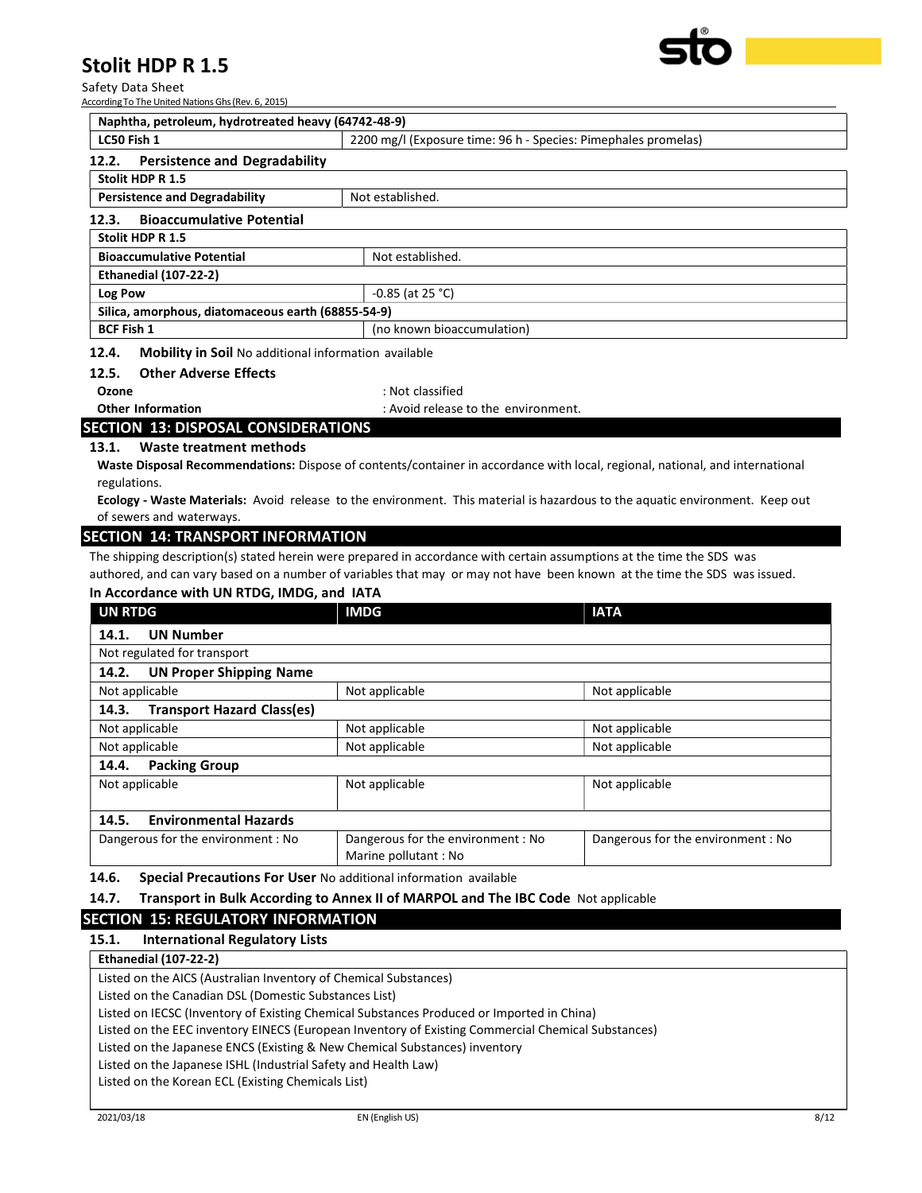| Naphtha, petroleum, hydrotreated heavy (64742-48-9) | |
|---|---|
| LC50 Fish 1 | 2200 mg/l (Exposure time: 96 h - Species: Pimephales promelas) |

### 12.2. Persistence and Degradability

| Stolit HDP R 1.5 | |
|---|---|
| Persistence and Degradability | Not established. |

### 12.3. Bioaccumulative Potential

| Stolit HDP R 1.5 | |
|---|---|
| Bioaccumulative Potential | Not established. |
| **Ethanedial (107-22-2)** | |
| Log Pow | -0.85 (at 25 °C) |
| **Silica, amorphous, diatomaceous earth (68855-54-9)** | |
| BCF Fish 1 | (no known bioaccumulation) |

### 12.4. Mobility in Soil
No additional information available

### 12.5. Other Adverse Effects

**Ozone** : Not classified

**Other Information** : Avoid release to the environment.

## SECTION 13: DISPOSAL CONSIDERATIONS

### 13.1. Waste treatment methods

**Waste Disposal Recommendations:** Dispose of contents/container in accordance with local, regional, national, and international regulations.

**Ecology - Waste Materials:** Avoid release to the environment. This material is hazardous to the aquatic environment. Keep out of sewers and waterways.

## SECTION 14: TRANSPORT INFORMATION

The shipping description(s) stated herein were prepared in accordance with certain assumptions at the time the SDS was authored, and can vary based on a number of variables that may or may not have been known at the time the SDS was issued.

**In Accordance with UN RTDG, IMDG, and IATA**

| UN RTDG | IMDG | IATA |
|---|---|---|
| **14.1. UN Number** | | |
| Not regulated for transport | | |
| **14.2. UN Proper Shipping Name** | | |
| Not applicable | Not applicable | Not applicable |
| **14.3. Transport Hazard Class(es)** | | |
| Not applicable | Not applicable | Not applicable |
| Not applicable | Not applicable | Not applicable |
| **14.4. Packing Group** | | |
| Not applicable | Not applicable | Not applicable |
| **14.5. Environmental Hazards** | | |
| Dangerous for the environment : No | Dangerous for the environment : No<br>Marine pollutant : No | Dangerous for the environment : No |

### 14.6. Special Precautions For User
No additional information available

### 14.7. Transport in Bulk According to Annex II of MARPOL and The IBC Code
Not applicable

## SECTION 15: REGULATORY INFORMATION

### 15.1. International Regulatory Lists

**Ethanedial (107-22-2)**

Listed on the AICS (Australian Inventory of Chemical Substances)
Listed on the Canadian DSL (Domestic Substances List)
Listed on IECSC (Inventory of Existing Chemical Substances Produced or Imported in China)
Listed on the EEC inventory EINECS (European Inventory of Existing Commercial Chemical Substances)
Listed on the Japanese ENCS (Existing & New Chemical Substances) inventory
Listed on the Japanese ISHL (Industrial Safety and Health Law)
Listed on the Korean ECL (Existing Chemicals List)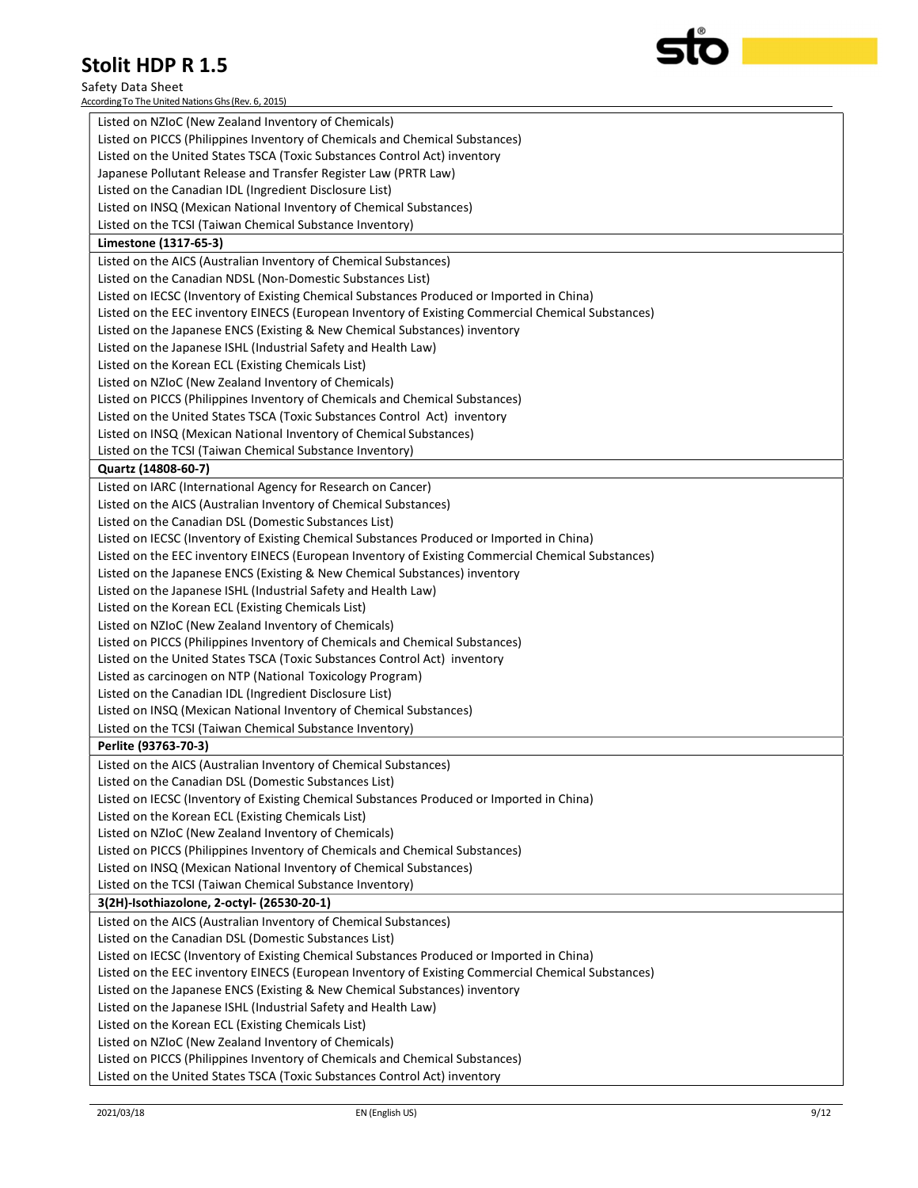Listed on NZIoC (New Zealand Inventory of Chemicals)
Listed on PICCS (Philippines Inventory of Chemicals and Chemical Substances)
Listed on the United States TSCA (Toxic Substances Control Act) inventory
Japanese Pollutant Release and Transfer Register Law (PRTR Law)
Listed on the Canadian IDL (Ingredient Disclosure List)
Listed on INSQ (Mexican National Inventory of Chemical Substances)
Listed on the TCSI (Taiwan Chemical Substance Inventory)

**Limestone (1317-65-3)**

Listed on the AICS (Australian Inventory of Chemical Substances)
Listed on the Canadian NDSL (Non-Domestic Substances List)
Listed on IECSC (Inventory of Existing Chemical Substances Produced or Imported in China)
Listed on the EEC inventory EINECS (European Inventory of Existing Commercial Chemical Substances)
Listed on the Japanese ENCS (Existing & New Chemical Substances) inventory
Listed on the Japanese ISHL (Industrial Safety and Health Law)
Listed on the Korean ECL (Existing Chemicals List)
Listed on NZIoC (New Zealand Inventory of Chemicals)
Listed on PICCS (Philippines Inventory of Chemicals and Chemical Substances)
Listed on the United States TSCA (Toxic Substances Control Act) inventory
Listed on INSQ (Mexican National Inventory of Chemical Substances)
Listed on the TCSI (Taiwan Chemical Substance Inventory)

**Quartz (14808-60-7)**

Listed on IARC (International Agency for Research on Cancer)
Listed on the AICS (Australian Inventory of Chemical Substances)
Listed on the Canadian DSL (Domestic Substances List)
Listed on IECSC (Inventory of Existing Chemical Substances Produced or Imported in China)
Listed on the EEC inventory EINECS (European Inventory of Existing Commercial Chemical Substances)
Listed on the Japanese ENCS (Existing & New Chemical Substances) inventory
Listed on the Japanese ISHL (Industrial Safety and Health Law)
Listed on the Korean ECL (Existing Chemicals List)
Listed on NZIoC (New Zealand Inventory of Chemicals)
Listed on PICCS (Philippines Inventory of Chemicals and Chemical Substances)
Listed on the United States TSCA (Toxic Substances Control Act) inventory
Listed as carcinogen on NTP (National Toxicology Program)
Listed on the Canadian IDL (Ingredient Disclosure List)
Listed on INSQ (Mexican National Inventory of Chemical Substances)
Listed on the TCSI (Taiwan Chemical Substance Inventory)

**Perlite (93763-70-3)**

Listed on the AICS (Australian Inventory of Chemical Substances)
Listed on the Canadian DSL (Domestic Substances List)
Listed on IECSC (Inventory of Existing Chemical Substances Produced or Imported in China)
Listed on the Korean ECL (Existing Chemicals List)
Listed on NZIoC (New Zealand Inventory of Chemicals)
Listed on PICCS (Philippines Inventory of Chemicals and Chemical Substances)
Listed on INSQ (Mexican National Inventory of Chemical Substances)
Listed on the TCSI (Taiwan Chemical Substance Inventory)

**3(2H)-Isothiazolone, 2-octyl- (26530-20-1)**

Listed on the AICS (Australian Inventory of Chemical Substances)
Listed on the Canadian DSL (Domestic Substances List)
Listed on IECSC (Inventory of Existing Chemical Substances Produced or Imported in China)
Listed on the EEC inventory EINECS (European Inventory of Existing Commercial Chemical Substances)
Listed on the Japanese ENCS (Existing & New Chemical Substances) inventory
Listed on the Japanese ISHL (Industrial Safety and Health Law)
Listed on the Korean ECL (Existing Chemicals List)
Listed on NZIoC (New Zealand Inventory of Chemicals)
Listed on PICCS (Philippines Inventory of Chemicals and Chemical Substances)
Listed on the United States TSCA (Toxic Substances Control Act) inventory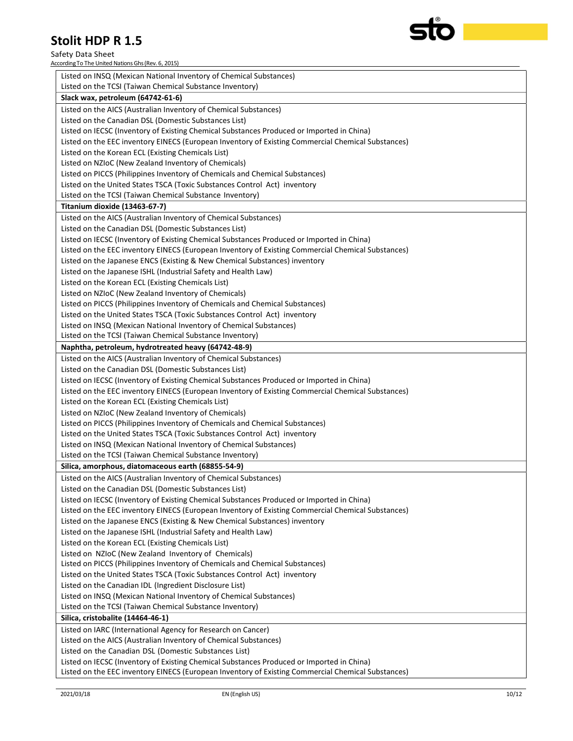| |
|---|
| Listed on INSQ (Mexican National Inventory of Chemical Substances) |
| Listed on the TCSI (Taiwan Chemical Substance Inventory) |
| **Slack wax, petroleum (64742-61-6)** |
| Listed on the AICS (Australian Inventory of Chemical Substances) |
| Listed on the Canadian DSL (Domestic Substances List) |
| Listed on IECSC (Inventory of Existing Chemical Substances Produced or Imported in China) |
| Listed on the EEC inventory EINECS (European Inventory of Existing Commercial Chemical Substances) |
| Listed on the Korean ECL (Existing Chemicals List) |
| Listed on NZIoC (New Zealand Inventory of Chemicals) |
| Listed on PICCS (Philippines Inventory of Chemicals and Chemical Substances) |
| Listed on the United States TSCA (Toxic Substances Control Act) inventory |
| Listed on the TCSI (Taiwan Chemical Substance Inventory) |
| **Titanium dioxide (13463-67-7)** |
| Listed on the AICS (Australian Inventory of Chemical Substances) |
| Listed on the Canadian DSL (Domestic Substances List) |
| Listed on IECSC (Inventory of Existing Chemical Substances Produced or Imported in China) |
| Listed on the EEC inventory EINECS (European Inventory of Existing Commercial Chemical Substances) |
| Listed on the Japanese ENCS (Existing & New Chemical Substances) inventory |
| Listed on the Japanese ISHL (Industrial Safety and Health Law) |
| Listed on the Korean ECL (Existing Chemicals List) |
| Listed on NZIoC (New Zealand Inventory of Chemicals) |
| Listed on PICCS (Philippines Inventory of Chemicals and Chemical Substances) |
| Listed on the United States TSCA (Toxic Substances Control Act) inventory |
| Listed on INSQ (Mexican National Inventory of Chemical Substances) |
| Listed on the TCSI (Taiwan Chemical Substance Inventory) |
| **Naphtha, petroleum, hydrotreated heavy (64742-48-9)** |
| Listed on the AICS (Australian Inventory of Chemical Substances) |
| Listed on the Canadian DSL (Domestic Substances List) |
| Listed on IECSC (Inventory of Existing Chemical Substances Produced or Imported in China) |
| Listed on the EEC inventory EINECS (European Inventory of Existing Commercial Chemical Substances) |
| Listed on the Korean ECL (Existing Chemicals List) |
| Listed on NZIoC (New Zealand Inventory of Chemicals) |
| Listed on PICCS (Philippines Inventory of Chemicals and Chemical Substances) |
| Listed on the United States TSCA (Toxic Substances Control Act) inventory |
| Listed on INSQ (Mexican National Inventory of Chemical Substances) |
| Listed on the TCSI (Taiwan Chemical Substance Inventory) |
| **Silica, amorphous, diatomaceous earth (68855-54-9)** |
| Listed on the AICS (Australian Inventory of Chemical Substances) |
| Listed on the Canadian DSL (Domestic Substances List) |
| Listed on IECSC (Inventory of Existing Chemical Substances Produced or Imported in China) |
| Listed on the EEC inventory EINECS (European Inventory of Existing Commercial Chemical Substances) |
| Listed on the Japanese ENCS (Existing & New Chemical Substances) inventory |
| Listed on the Japanese ISHL (Industrial Safety and Health Law) |
| Listed on the Korean ECL (Existing Chemicals List) |
| Listed on NZIoC (New Zealand Inventory of Chemicals) |
| Listed on PICCS (Philippines Inventory of Chemicals and Chemical Substances) |
| Listed on the United States TSCA (Toxic Substances Control Act) inventory |
| Listed on the Canadian IDL (Ingredient Disclosure List) |
| Listed on INSQ (Mexican National Inventory of Chemical Substances) |
| Listed on the TCSI (Taiwan Chemical Substance Inventory) |
| **Silica, cristobalite (14464-46-1)** |
| Listed on IARC (International Agency for Research on Cancer) |
| Listed on the AICS (Australian Inventory of Chemical Substances) |
| Listed on the Canadian DSL (Domestic Substances List) |
| Listed on IECSC (Inventory of Existing Chemical Substances Produced or Imported in China) |
| Listed on the EEC inventory EINECS (European Inventory of Existing Commercial Chemical Substances) |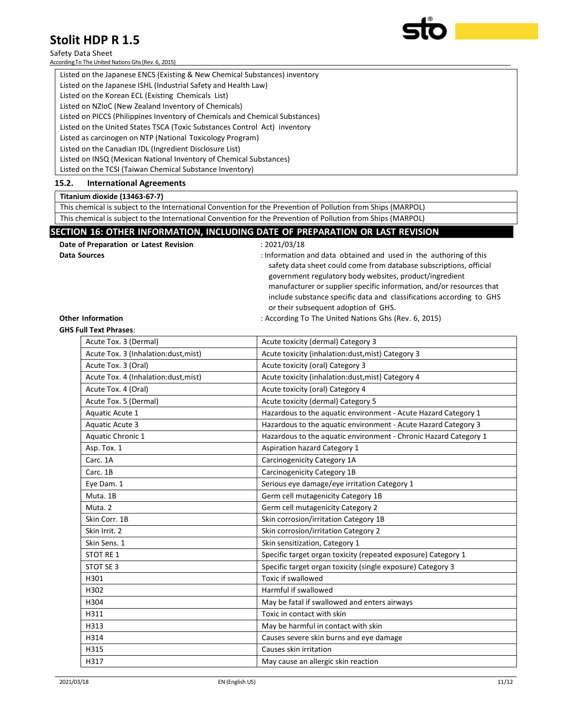| Listed on the Japanese ENCS (Existing & New Chemical Substances) inventory |
|---|
| Listed on the Japanese ISHL (Industrial Safety and Health Law) |
| Listed on the Korean ECL (Existing Chemicals List) |
| Listed on NZIoC (New Zealand Inventory of Chemicals) |
| Listed on PICCS (Philippines Inventory of Chemicals and Chemical Substances) |
| Listed on the United States TSCA (Toxic Substances Control Act) inventory |
| Listed as carcinogen on NTP (National Toxicology Program) |
| Listed on the Canadian IDL (Ingredient Disclosure List) |
| Listed on INSQ (Mexican National Inventory of Chemical Substances) |
| Listed on the TCSI (Taiwan Chemical Substance Inventory) |

### 15.2. International Agreements

| **Titanium dioxide (13463-67-7)** |
|---|
| This chemical is subject to the International Convention for the Prevention of Pollution from Ships (MARPOL) |
| This chemical is subject to the International Convention for the Prevention of Pollution from Ships (MARPOL) |

## SECTION 16: OTHER INFORMATION, INCLUDING DATE OF PREPARATION OR LAST REVISION

**Date of Preparation or Latest Revision** : 2021/03/18

**Data Sources** : Information and data obtained and used in the authoring of this safety data sheet could come from database subscriptions, official government regulatory body websites, product/ingredient manufacturer or supplier specific information, and/or resources that include substance specific data and classifications according to GHS or their subsequent adoption of GHS.

**Other Information** : According To The United Nations Ghs (Rev. 6, 2015)

**GHS Full Text Phrases**:

| | |
|---|---|
| Acute Tox. 3 (Dermal) | Acute toxicity (dermal) Category 3 |
| Acute Tox. 3 (Inhalation:dust,mist) | Acute toxicity (inhalation:dust,mist) Category 3 |
| Acute Tox. 3 (Oral) | Acute toxicity (oral) Category 3 |
| Acute Tox. 4 (Inhalation:dust,mist) | Acute toxicity (inhalation:dust,mist) Category 4 |
| Acute Tox. 4 (Oral) | Acute toxicity (oral) Category 4 |
| Acute Tox. 5 (Dermal) | Acute toxicity (dermal) Category 5 |
| Aquatic Acute 1 | Hazardous to the aquatic environment - Acute Hazard Category 1 |
| Aquatic Acute 3 | Hazardous to the aquatic environment - Acute Hazard Category 3 |
| Aquatic Chronic 1 | Hazardous to the aquatic environment - Chronic Hazard Category 1 |
| Asp. Tox. 1 | Aspiration hazard Category 1 |
| Carc. 1A | Carcinogenicity Category 1A |
| Carc. 1B | Carcinogenicity Category 1B |
| Eye Dam. 1 | Serious eye damage/eye irritation Category 1 |
| Muta. 1B | Germ cell mutagenicity Category 1B |
| Muta. 2 | Germ cell mutagenicity Category 2 |
| Skin Corr. 1B | Skin corrosion/irritation Category 1B |
| Skin Irrit. 2 | Skin corrosion/irritation Category 2 |
| Skin Sens. 1 | Skin sensitization, Category 1 |
| STOT RE 1 | Specific target organ toxicity (repeated exposure) Category 1 |
| STOT SE 3 | Specific target organ toxicity (single exposure) Category 3 |
| H301 | Toxic if swallowed |
| H302 | Harmful if swallowed |
| H304 | May be fatal if swallowed and enters airways |
| H311 | Toxic in contact with skin |
| H313 | May be harmful in contact with skin |
| H314 | Causes severe skin burns and eye damage |
| H315 | Causes skin irritation |
| H317 | May cause an allergic skin reaction |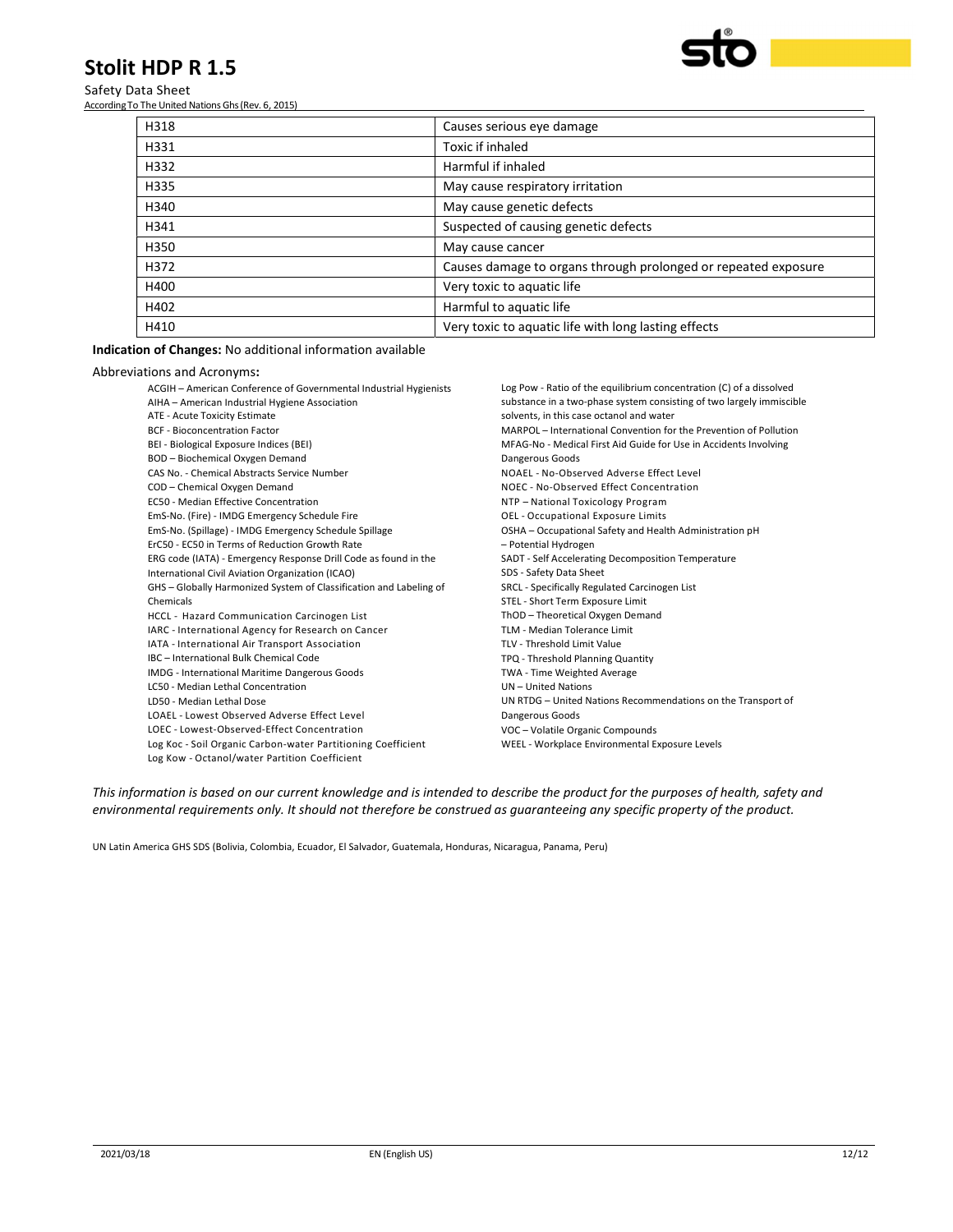| | |
|---|---|
| H318 | Causes serious eye damage |
| H331 | Toxic if inhaled |
| H332 | Harmful if inhaled |
| H335 | May cause respiratory irritation |
| H340 | May cause genetic defects |
| H341 | Suspected of causing genetic defects |
| H350 | May cause cancer |
| H372 | Causes damage to organs through prolonged or repeated exposure |
| H400 | Very toxic to aquatic life |
| H402 | Harmful to aquatic life |
| H410 | Very toxic to aquatic life with long lasting effects |

**Indication of Changes:** No additional information available

Abbreviations and Acronyms**:**

ACGIH – American Conference of Governmental Industrial Hygienists
AIHA – American Industrial Hygiene Association
ATE - Acute Toxicity Estimate
BCF - Bioconcentration Factor
BEI - Biological Exposure Indices (BEI)
BOD – Biochemical Oxygen Demand
CAS No. - Chemical Abstracts Service Number
COD – Chemical Oxygen Demand
EC50 - Median Effective Concentration
EmS-No. (Fire) - IMDG Emergency Schedule Fire
EmS-No. (Spillage) - IMDG Emergency Schedule Spillage
ErC50 - EC50 in Terms of Reduction Growth Rate
ERG code (IATA) - Emergency Response Drill Code as found in the International Civil Aviation Organization (ICAO)
GHS – Globally Harmonized System of Classification and Labeling of Chemicals
HCCL - Hazard Communication Carcinogen List
IARC - International Agency for Research on Cancer
IATA - International Air Transport Association
IBC – International Bulk Chemical Code
IMDG - International Maritime Dangerous Goods
LC50 - Median Lethal Concentration
LD50 - Median Lethal Dose
LOAEL - Lowest Observed Adverse Effect Level
LOEC - Lowest-Observed-Effect Concentration
Log Koc - Soil Organic Carbon-water Partitioning Coefficient
Log Kow - Octanol/water Partition Coefficient
Log Pow - Ratio of the equilibrium concentration (C) of a dissolved substance in a two-phase system consisting of two largely immiscible solvents, in this case octanol and water
MARPOL – International Convention for the Prevention of Pollution
MFAG-No - Medical First Aid Guide for Use in Accidents Involving Dangerous Goods
NOAEL - No-Observed Adverse Effect Level
NOEC - No-Observed Effect Concentration
NTP – National Toxicology Program
OEL - Occupational Exposure Limits
OSHA – Occupational Safety and Health Administration pH – Potential Hydrogen
SADT - Self Accelerating Decomposition Temperature
SDS - Safety Data Sheet
SRCL - Specifically Regulated Carcinogen List
STEL - Short Term Exposure Limit
ThOD – Theoretical Oxygen Demand
TLM - Median Tolerance Limit
TLV - Threshold Limit Value
TPQ - Threshold Planning Quantity
TWA - Time Weighted Average
UN – United Nations
UN RTDG – United Nations Recommendations on the Transport of Dangerous Goods
VOC – Volatile Organic Compounds
WEEL - Workplace Environmental Exposure Levels

*This information is based on our current knowledge and is intended to describe the product for the purposes of health, safety and environmental requirements only. It should not therefore be construed as guaranteeing any specific property of the product.*

UN Latin America GHS SDS (Bolivia, Colombia, Ecuador, El Salvador, Guatemala, Honduras, Nicaragua, Panama, Peru)